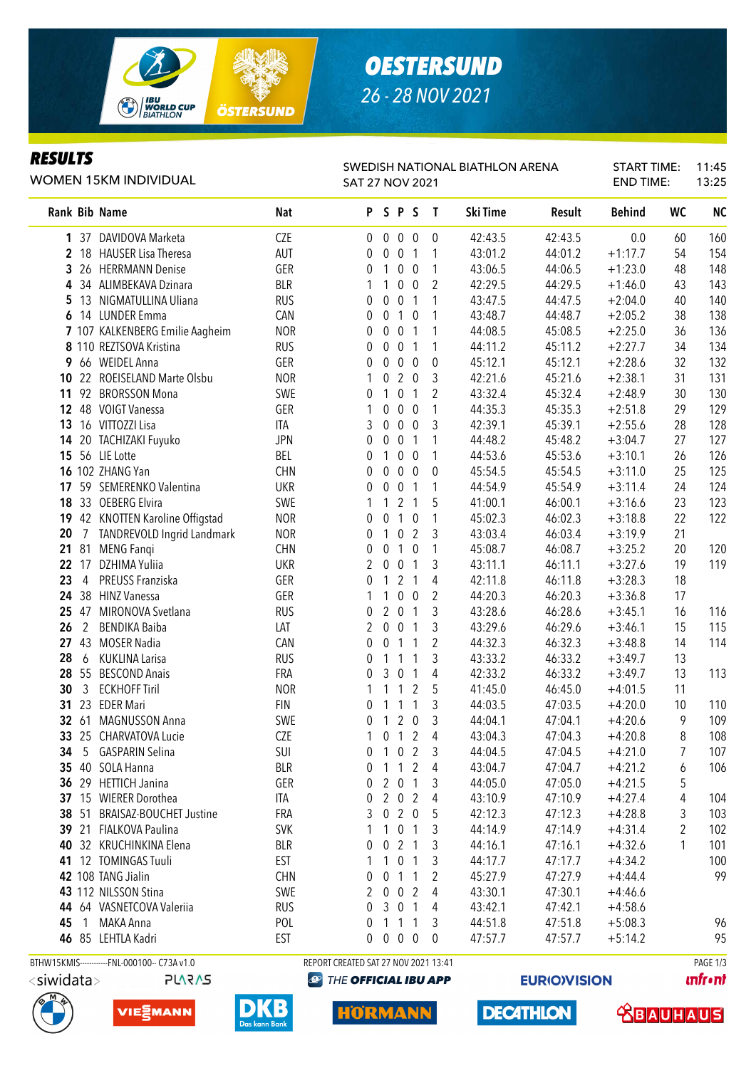# OESTERSUND

26 - 28 NOV 2021

## RESULTS

WOMEN 15KM INDIVIDUAL

SWEDISH NATIONAL BIATHLON ARENA
SAT 27 NOV 2021

START TIME: 11:45
END TIME: 13:25

| Rank | Bib | Name | Nat | P | S | P | S | T | Ski Time | Result | Behind | WC | NC |
|---|---|---|---|---|---|---|---|---|---|---|---|---|---|
| 1 | 37 | DAVIDOVA Marketa | CZE | 0 | 0 | 0 | 0 | 0 | 42:43.5 | 42:43.5 | 0.0 | 60 | 160 |
| 2 | 18 | HAUSER Lisa Theresa | AUT | 0 | 0 | 0 | 1 | 1 | 43:01.2 | 44:01.2 | +1:17.7 | 54 | 154 |
| 3 | 26 | HERRMANN Denise | GER | 0 | 1 | 0 | 0 | 1 | 43:06.5 | 44:06.5 | +1:23.0 | 48 | 148 |
| 4 | 34 | ALIMBEKAVA Dzinara | BLR | 1 | 1 | 0 | 0 | 2 | 42:29.5 | 44:29.5 | +1:46.0 | 43 | 143 |
| 5 | 13 | NIGMATULLINA Uliana | RUS | 0 | 0 | 0 | 1 | 1 | 43:47.5 | 44:47.5 | +2:04.0 | 40 | 140 |
| 6 | 14 | LUNDER Emma | CAN | 0 | 0 | 1 | 0 | 1 | 43:48.7 | 44:48.7 | +2:05.2 | 38 | 138 |
| 7 | 107 | KALKENBERG Emilie Aagheim | NOR | 0 | 0 | 0 | 1 | 1 | 44:08.5 | 45:08.5 | +2:25.0 | 36 | 136 |
| 8 | 110 | REZTSOVA Kristina | RUS | 0 | 0 | 0 | 1 | 1 | 44:11.2 | 45:11.2 | +2:27.7 | 34 | 134 |
| 9 | 66 | WEIDEL Anna | GER | 0 | 0 | 0 | 0 | 0 | 45:12.1 | 45:12.1 | +2:28.6 | 32 | 132 |
| 10 | 22 | ROEISELAND Marte Olsbu | NOR | 1 | 0 | 2 | 0 | 3 | 42:21.6 | 45:21.6 | +2:38.1 | 31 | 131 |
| 11 | 92 | BRORSSON Mona | SWE | 0 | 1 | 0 | 1 | 2 | 43:32.4 | 45:32.4 | +2:48.9 | 30 | 130 |
| 12 | 48 | VOIGT Vanessa | GER | 1 | 0 | 0 | 0 | 1 | 44:35.3 | 45:35.3 | +2:51.8 | 29 | 129 |
| 13 | 16 | VITTOZZI Lisa | ITA | 3 | 0 | 0 | 0 | 3 | 42:39.1 | 45:39.1 | +2:55.6 | 28 | 128 |
| 14 | 20 | TACHIZAKI Fuyuko | JPN | 0 | 0 | 0 | 1 | 1 | 44:48.2 | 45:48.2 | +3:04.7 | 27 | 127 |
| 15 | 56 | LIE Lotte | BEL | 0 | 1 | 0 | 0 | 1 | 44:53.6 | 45:53.6 | +3:10.1 | 26 | 126 |
| 16 | 102 | ZHANG Yan | CHN | 0 | 0 | 0 | 0 | 0 | 45:54.5 | 45:54.5 | +3:11.0 | 25 | 125 |
| 17 | 59 | SEMERENKO Valentina | UKR | 0 | 0 | 0 | 1 | 1 | 44:54.9 | 45:54.9 | +3:11.4 | 24 | 124 |
| 18 | 33 | OEBERG Elvira | SWE | 1 | 1 | 2 | 1 | 5 | 41:00.1 | 46:00.1 | +3:16.6 | 23 | 123 |
| 19 | 42 | KNOTTEN Karoline Offigstad | NOR | 0 | 0 | 1 | 0 | 1 | 45:02.3 | 46:02.3 | +3:18.8 | 22 | 122 |
| 20 | 7 | TANDREVOLD Ingrid Landmark | NOR | 0 | 1 | 0 | 2 | 3 | 43:03.4 | 46:03.4 | +3:19.9 | 21 | |
| 21 | 81 | MENG Fanqi | CHN | 0 | 0 | 1 | 0 | 1 | 45:08.7 | 46:08.7 | +3:25.2 | 20 | 120 |
| 22 | 17 | DZHIMA Yuliia | UKR | 2 | 0 | 0 | 1 | 3 | 43:11.1 | 46:11.1 | +3:27.6 | 19 | 119 |
| 23 | 4 | PREUSS Franziska | GER | 0 | 1 | 2 | 1 | 4 | 42:11.8 | 46:11.8 | +3:28.3 | 18 | |
| 24 | 38 | HINZ Vanessa | GER | 1 | 1 | 0 | 0 | 2 | 44:20.3 | 46:20.3 | +3:36.8 | 17 | |
| 25 | 47 | MIRONOVA Svetlana | RUS | 0 | 2 | 0 | 1 | 3 | 43:28.6 | 46:28.6 | +3:45.1 | 16 | 116 |
| 26 | 2 | BENDIKA Baiba | LAT | 2 | 0 | 0 | 1 | 3 | 43:29.6 | 46:29.6 | +3:46.1 | 15 | 115 |
| 27 | 43 | MOSER Nadia | CAN | 0 | 0 | 1 | 1 | 2 | 44:32.3 | 46:32.3 | +3:48.8 | 14 | 114 |
| 28 | 6 | KUKLINA Larisa | RUS | 0 | 1 | 1 | 1 | 3 | 43:33.2 | 46:33.2 | +3:49.7 | 13 | |
| 28 | 55 | BESCOND Anais | FRA | 0 | 3 | 0 | 1 | 4 | 42:33.2 | 46:33.2 | +3:49.7 | 13 | 113 |
| 30 | 3 | ECKHOFF Tiril | NOR | 1 | 1 | 1 | 2 | 5 | 41:45.0 | 46:45.0 | +4:01.5 | 11 | |
| 31 | 23 | EDER Mari | FIN | 0 | 1 | 1 | 1 | 3 | 44:03.5 | 47:03.5 | +4:20.0 | 10 | 110 |
| 32 | 61 | MAGNUSSON Anna | SWE | 0 | 1 | 2 | 0 | 3 | 44:04.1 | 47:04.1 | +4:20.6 | 9 | 109 |
| 33 | 25 | CHARVATOVA Lucie | CZE | 1 | 0 | 1 | 2 | 4 | 43:04.3 | 47:04.3 | +4:20.8 | 8 | 108 |
| 34 | 5 | GASPARIN Selina | SUI | 0 | 1 | 0 | 2 | 3 | 44:04.5 | 47:04.5 | +4:21.0 | 7 | 107 |
| 35 | 40 | SOLA Hanna | BLR | 0 | 1 | 1 | 2 | 4 | 43:04.7 | 47:04.7 | +4:21.2 | 6 | 106 |
| 36 | 29 | HETTICH Janina | GER | 0 | 2 | 0 | 1 | 3 | 44:05.0 | 47:05.0 | +4:21.5 | 5 | |
| 37 | 15 | WIERER Dorothea | ITA | 0 | 2 | 0 | 2 | 4 | 43:10.9 | 47:10.9 | +4:27.4 | 4 | 104 |
| 38 | 51 | BRAISAZ-BOUCHET Justine | FRA | 3 | 0 | 2 | 0 | 5 | 42:12.3 | 47:12.3 | +4:28.8 | 3 | 103 |
| 39 | 21 | FIALKOVA Paulina | SVK | 1 | 1 | 0 | 1 | 3 | 44:14.9 | 47:14.9 | +4:31.4 | 2 | 102 |
| 40 | 32 | KRUCHINKINA Elena | BLR | 0 | 0 | 2 | 1 | 3 | 44:16.1 | 47:16.1 | +4:32.6 | 1 | 101 |
| 41 | 12 | TOMINGAS Tuuli | EST | 1 | 1 | 0 | 1 | 3 | 44:17.7 | 47:17.7 | +4:34.2 | | 100 |
| 42 | 108 | TANG Jialin | CHN | 0 | 0 | 1 | 1 | 2 | 45:27.9 | 47:27.9 | +4:44.4 | | 99 |
| 43 | 112 | NILSSON Stina | SWE | 2 | 0 | 0 | 2 | 4 | 43:30.1 | 47:30.1 | +4:46.6 | | |
| 44 | 64 | VASNETCOVA Valeriia | RUS | 0 | 3 | 0 | 1 | 4 | 43:42.1 | 47:42.1 | +4:58.6 | | |
| 45 | 1 | MAKA Anna | POL | 0 | 1 | 1 | 1 | 3 | 44:51.8 | 47:51.8 | +5:08.3 | | 96 |
| 46 | 85 | LEHTLA Kadri | EST | 0 | 0 | 0 | 0 | 0 | 47:57.7 | 47:57.7 | +5:14.2 | | 95 |

BTHW15KMIS-----------FNL-000100-- C73A v1.0 REPORT CREATED SAT 27 NOV 2021 13:41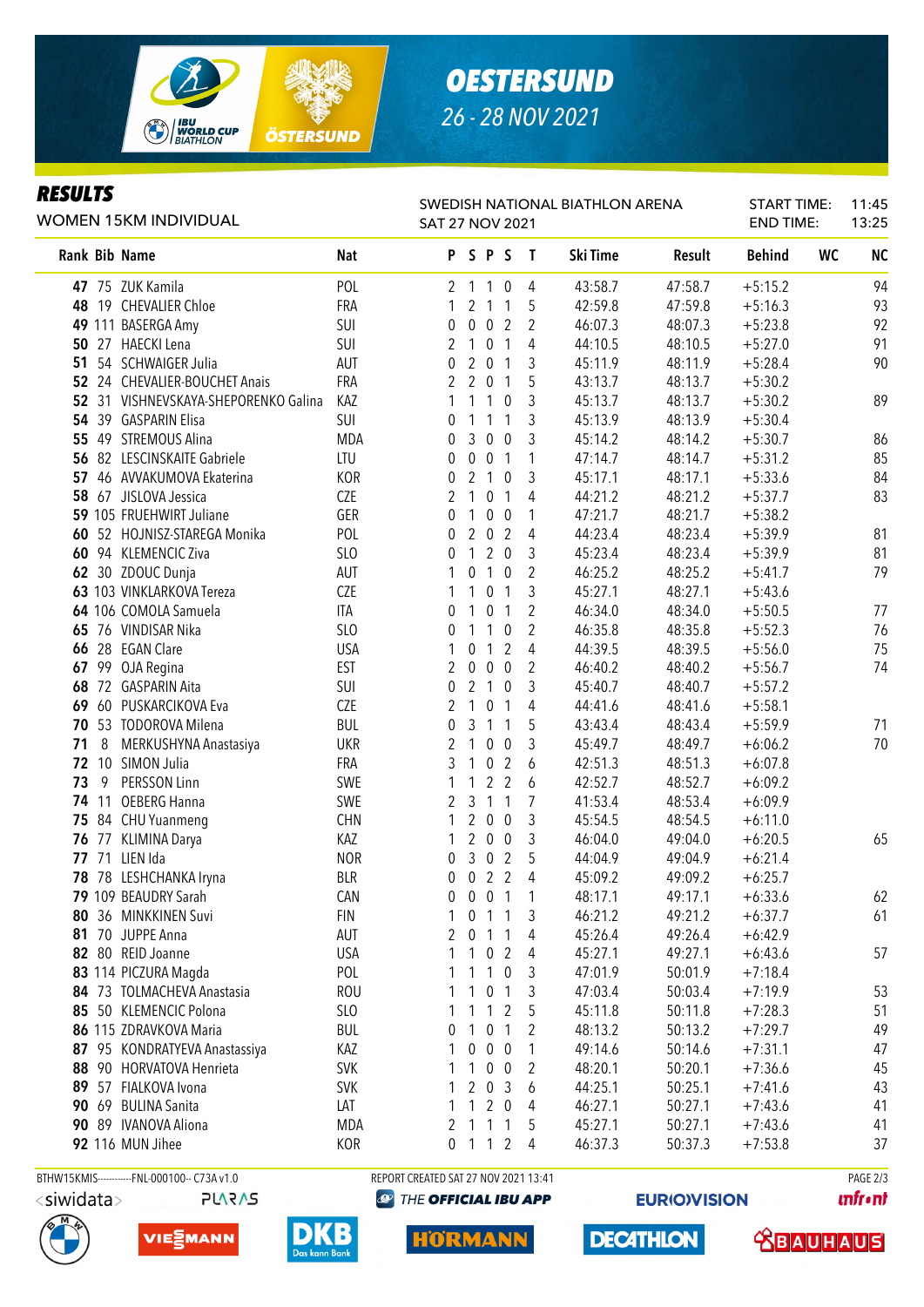# OESTERSUND

26 - 28 NOV 2021

## RESULTS

WOMEN 15KM INDIVIDUAL

SWEDISH NATIONAL BIATHLON ARENA
SAT 27 NOV 2021

START TIME: 11:45
END TIME: 13:25

| Rank | Bib | Name | Nat | P | S | P | S | T | Ski Time | Result | Behind | WC | NC |
|---|---|---|---|---|---|---|---|---|---|---|---|---|---|
| 47 | 75 | ZUK Kamila | POL | 2 | 1 | 1 | 0 | 4 | 43:58.7 | 47:58.7 | +5:15.2 | | 94 |
| 48 | 19 | CHEVALIER Chloe | FRA | 1 | 2 | 1 | 1 | 5 | 42:59.8 | 47:59.8 | +5:16.3 | | 93 |
| 49 | 111 | BASERGA Amy | SUI | 0 | 0 | 0 | 2 | 2 | 46:07.3 | 48:07.3 | +5:23.8 | | 92 |
| 50 | 27 | HAECKI Lena | SUI | 2 | 1 | 0 | 1 | 4 | 44:10.5 | 48:10.5 | +5:27.0 | | 91 |
| 51 | 54 | SCHWAIGER Julia | AUT | 0 | 2 | 0 | 1 | 3 | 45:11.9 | 48:11.9 | +5:28.4 | | 90 |
| 52 | 24 | CHEVALIER-BOUCHET Anais | FRA | 2 | 2 | 0 | 1 | 5 | 43:13.7 | 48:13.7 | +5:30.2 | | |
| 52 | 31 | VISHNEVSKAYA-SHEPORENKO Galina | KAZ | 1 | 1 | 1 | 0 | 3 | 45:13.7 | 48:13.7 | +5:30.2 | | 89 |
| 54 | 39 | GASPARIN Elisa | SUI | 0 | 1 | 1 | 1 | 3 | 45:13.9 | 48:13.9 | +5:30.4 | | |
| 55 | 49 | STREMOUS Alina | MDA | 0 | 3 | 0 | 0 | 3 | 45:14.2 | 48:14.2 | +5:30.7 | | 86 |
| 56 | 82 | LESCINSKAITE Gabriele | LTU | 0 | 0 | 0 | 1 | 1 | 47:14.7 | 48:14.7 | +5:31.2 | | 85 |
| 57 | 46 | AVVAKUMOVA Ekaterina | KOR | 0 | 2 | 1 | 0 | 3 | 45:17.1 | 48:17.1 | +5:33.6 | | 84 |
| 58 | 67 | JISLOVA Jessica | CZE | 2 | 1 | 0 | 1 | 4 | 44:21.2 | 48:21.2 | +5:37.7 | | 83 |
| 59 | 105 | FRUEHWIRT Juliane | GER | 0 | 1 | 0 | 0 | 1 | 47:21.7 | 48:21.7 | +5:38.2 | | |
| 60 | 52 | HOJNISZ-STAREGA Monika | POL | 0 | 2 | 0 | 2 | 4 | 44:23.4 | 48:23.4 | +5:39.9 | | 81 |
| 60 | 94 | KLEMENCIC Ziva | SLO | 0 | 1 | 2 | 0 | 3 | 45:23.4 | 48:23.4 | +5:39.9 | | 81 |
| 62 | 30 | ZDOUC Dunja | AUT | 1 | 0 | 1 | 0 | 2 | 46:25.2 | 48:25.2 | +5:41.7 | | 79 |
| 63 | 103 | VINKLARKOVA Tereza | CZE | 1 | 1 | 0 | 1 | 3 | 45:27.1 | 48:27.1 | +5:43.6 | | |
| 64 | 106 | COMOLA Samuela | ITA | 0 | 1 | 0 | 1 | 2 | 46:34.0 | 48:34.0 | +5:50.5 | | 77 |
| 65 | 76 | VINDISAR Nika | SLO | 0 | 1 | 1 | 0 | 2 | 46:35.8 | 48:35.8 | +5:52.3 | | 76 |
| 66 | 28 | EGAN Clare | USA | 1 | 0 | 1 | 2 | 4 | 44:39.5 | 48:39.5 | +5:56.0 | | 75 |
| 67 | 99 | OJA Regina | EST | 2 | 0 | 0 | 0 | 2 | 46:40.2 | 48:40.2 | +5:56.7 | | 74 |
| 68 | 72 | GASPARIN Aita | SUI | 0 | 2 | 1 | 0 | 3 | 45:40.7 | 48:40.7 | +5:57.2 | | |
| 69 | 60 | PUSKARCIKOVA Eva | CZE | 2 | 1 | 0 | 1 | 4 | 44:41.6 | 48:41.6 | +5:58.1 | | |
| 70 | 53 | TODOROVA Milena | BUL | 0 | 3 | 1 | 1 | 5 | 43:43.4 | 48:43.4 | +5:59.9 | | 71 |
| 71 | 8 | MERKUSHYNA Anastasiya | UKR | 2 | 1 | 0 | 0 | 3 | 45:49.7 | 48:49.7 | +6:06.2 | | 70 |
| 72 | 10 | SIMON Julia | FRA | 3 | 1 | 0 | 2 | 6 | 42:51.3 | 48:51.3 | +6:07.8 | | |
| 73 | 9 | PERSSON Linn | SWE | 1 | 1 | 2 | 2 | 6 | 42:52.7 | 48:52.7 | +6:09.2 | | |
| 74 | 11 | OEBERG Hanna | SWE | 2 | 3 | 1 | 1 | 7 | 41:53.4 | 48:53.4 | +6:09.9 | | |
| 75 | 84 | CHU Yuanmeng | CHN | 1 | 2 | 0 | 0 | 3 | 45:54.5 | 48:54.5 | +6:11.0 | | |
| 76 | 77 | KLIMINA Darya | KAZ | 1 | 2 | 0 | 0 | 3 | 46:04.0 | 49:04.0 | +6:20.5 | | 65 |
| 77 | 71 | LIEN Ida | NOR | 0 | 3 | 0 | 2 | 5 | 44:04.9 | 49:04.9 | +6:21.4 | | |
| 78 | 78 | LESHCHANKA Iryna | BLR | 0 | 0 | 2 | 2 | 4 | 45:09.2 | 49:09.2 | +6:25.7 | | |
| 79 | 109 | BEAUDRY Sarah | CAN | 0 | 0 | 0 | 1 | 1 | 48:17.1 | 49:17.1 | +6:33.6 | | 62 |
| 80 | 36 | MINKKINEN Suvi | FIN | 1 | 0 | 1 | 1 | 3 | 46:21.2 | 49:21.2 | +6:37.7 | | 61 |
| 81 | 70 | JUPPE Anna | AUT | 2 | 0 | 1 | 1 | 4 | 45:26.4 | 49:26.4 | +6:42.9 | | |
| 82 | 80 | REID Joanne | USA | 1 | 1 | 0 | 2 | 4 | 45:27.1 | 49:27.1 | +6:43.6 | | 57 |
| 83 | 114 | PICZURA Magda | POL | 1 | 1 | 1 | 0 | 3 | 47:01.9 | 50:01.9 | +7:18.4 | | |
| 84 | 73 | TOLMACHEVA Anastasia | ROU | 1 | 1 | 0 | 1 | 3 | 47:03.4 | 50:03.4 | +7:19.9 | | 53 |
| 85 | 50 | KLEMENCIC Polona | SLO | 1 | 1 | 1 | 2 | 5 | 45:11.8 | 50:11.8 | +7:28.3 | | 51 |
| 86 | 115 | ZDRAVKOVA Maria | BUL | 0 | 1 | 0 | 1 | 2 | 48:13.2 | 50:13.2 | +7:29.7 | | 49 |
| 87 | 95 | KONDRATYEVA Anastassiya | KAZ | 1 | 0 | 0 | 0 | 1 | 49:14.6 | 50:14.6 | +7:31.1 | | 47 |
| 88 | 90 | HORVATOVA Henrieta | SVK | 1 | 1 | 0 | 0 | 2 | 48:20.1 | 50:20.1 | +7:36.6 | | 45 |
| 89 | 57 | FIALKOVA Ivona | SVK | 1 | 2 | 0 | 3 | 6 | 44:25.1 | 50:25.1 | +7:41.6 | | 43 |
| 90 | 69 | BULINA Sanita | LAT | 1 | 1 | 2 | 0 | 4 | 46:27.1 | 50:27.1 | +7:43.6 | | 41 |
| 90 | 89 | IVANOVA Aliona | MDA | 2 | 1 | 1 | 1 | 5 | 45:27.1 | 50:27.1 | +7:43.6 | | 41 |
| 92 | 116 | MUN Jihee | KOR | 0 | 1 | 1 | 2 | 4 | 46:37.3 | 50:37.3 | +7:53.8 | | 37 |

BTHW15KMIS-----------FNL-000100-- C73A v1.0 REPORT CREATED SAT 27 NOV 2021 13:41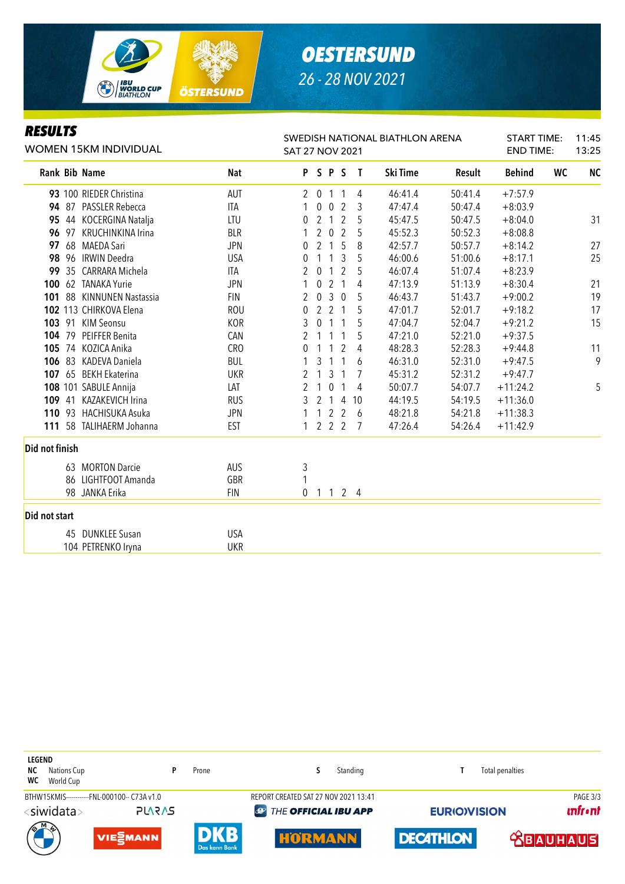# OESTERSUND

26 - 28 NOV 2021

## RESULTS

WOMEN 15KM INDIVIDUAL

SWEDISH NATIONAL BIATHLON ARENA
SAT 27 NOV 2021

START TIME: 11:45
END TIME: 13:25

| Rank | Bib | Name | Nat | P | S | P | S | T | Ski Time | Result | Behind | WC | NC |
|---|---|---|---|---|---|---|---|---|---|---|---|---|---|
| **93** | 100 | RIEDER Christina | AUT | 2 | 0 | 1 | 1 | 4 | 46:41.4 | 50:41.4 | +7:57.9 | | |
| **94** | 87 | PASSLER Rebecca | ITA | 1 | 0 | 0 | 2 | 3 | 47:47.4 | 50:47.4 | +8:03.9 | | |
| **95** | 44 | KOCERGINA Natalja | LTU | 0 | 2 | 1 | 2 | 5 | 45:47.5 | 50:47.5 | +8:04.0 | | 31 |
| **96** | 97 | KRUCHINKINA Irina | BLR | 1 | 2 | 0 | 2 | 5 | 45:52.3 | 50:52.3 | +8:08.8 | | |
| **97** | 68 | MAEDA Sari | JPN | 0 | 2 | 1 | 5 | 8 | 42:57.7 | 50:57.7 | +8:14.2 | | 27 |
| **98** | 96 | IRWIN Deedra | USA | 0 | 1 | 1 | 3 | 5 | 46:00.6 | 51:00.6 | +8:17.1 | | 25 |
| **99** | 35 | CARRARA Michela | ITA | 2 | 0 | 1 | 2 | 5 | 46:07.4 | 51:07.4 | +8:23.9 | | |
| **100** | 62 | TANAKA Yurie | JPN | 1 | 0 | 2 | 1 | 4 | 47:13.9 | 51:13.9 | +8:30.4 | | 21 |
| **101** | 88 | KINNUNEN Nastassia | FIN | 2 | 0 | 3 | 0 | 5 | 46:43.7 | 51:43.7 | +9:00.2 | | 19 |
| **102** | 113 | CHIRKOVA Elena | ROU | 0 | 2 | 2 | 1 | 5 | 47:01.7 | 52:01.7 | +9:18.2 | | 17 |
| **103** | 91 | KIM Seonsu | KOR | 3 | 0 | 1 | 1 | 5 | 47:04.7 | 52:04.7 | +9:21.2 | | 15 |
| **104** | 79 | PEIFFER Benita | CAN | 2 | 1 | 1 | 1 | 5 | 47:21.0 | 52:21.0 | +9:37.5 | | |
| **105** | 74 | KOZICA Anika | CRO | 0 | 1 | 1 | 2 | 4 | 48:28.3 | 52:28.3 | +9:44.8 | | 11 |
| **106** | 83 | KADEVA Daniela | BUL | 1 | 3 | 1 | 1 | 6 | 46:31.0 | 52:31.0 | +9:47.5 | | 9 |
| **107** | 65 | BEKH Ekaterina | UKR | 2 | 1 | 3 | 1 | 7 | 45:31.2 | 52:31.2 | +9:47.7 | | |
| **108** | 101 | SABULE Annija | LAT | 2 | 1 | 0 | 1 | 4 | 50:07.7 | 54:07.7 | +11:24.2 | | 5 |
| **109** | 41 | KAZAKEVICH Irina | RUS | 3 | 2 | 1 | 4 | 10 | 44:19.5 | 54:19.5 | +11:36.0 | | |
| **110** | 93 | HACHISUKA Asuka | JPN | 1 | 1 | 2 | 2 | 6 | 48:21.8 | 54:21.8 | +11:38.3 | | |
| **111** | 58 | TALIHAERM Johanna | EST | 1 | 2 | 2 | 2 | 7 | 47:26.4 | 54:26.4 | +11:42.9 | | |
| **Did not finish** | | | | | | | | | | | | | |
| | 63 | MORTON Darcie | AUS | 3 | | | | | | | | | |
| | 86 | LIGHTFOOT Amanda | GBR | 1 | | | | | | | | | |
| | 98 | JANKA Erika | FIN | 0 | 1 | 1 | 2 | 4 | | | | | |
| **Did not start** | | | | | | | | | | | | | |
| | 45 | DUNKLEE Susan | USA | | | | | | | | | | |
| | 104 | PETRENKO Iryna | UKR | | | | | | | | | | |

**LEGEND**
NC Nations Cup
WC World Cup
P Prone
S Standing
T Total penalties

BTHW15KMIS-----------FNL-000100-- C73A v1.0
REPORT CREATED SAT 27 NOV 2021 13:41